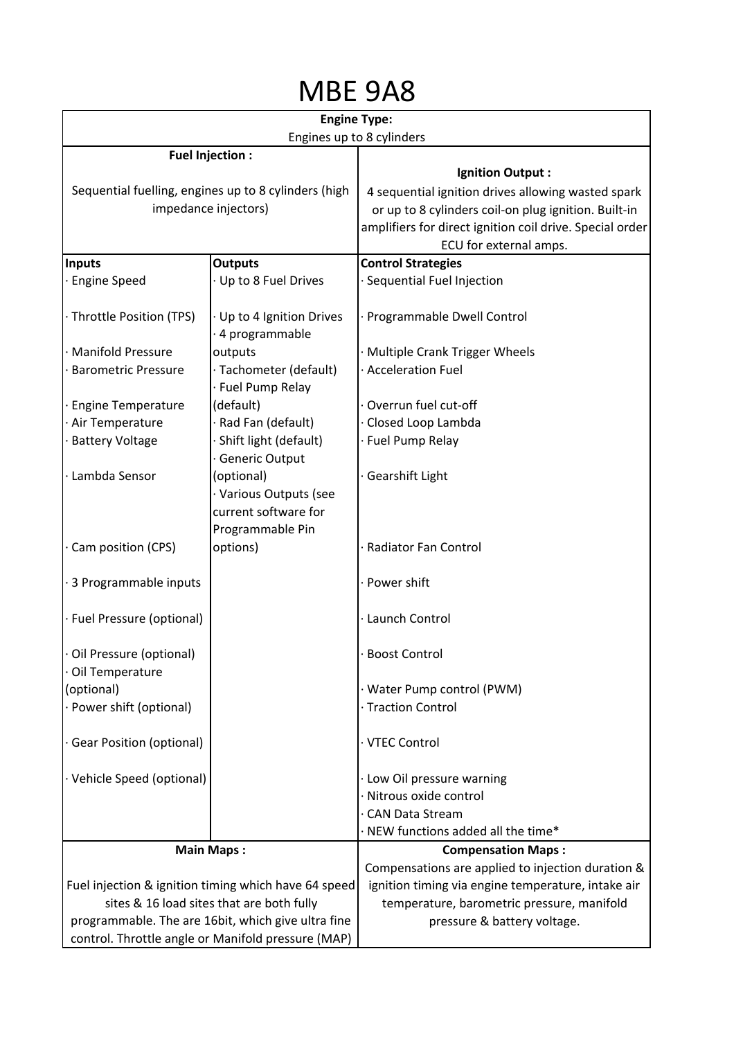# MBE 9A8

| **Engine Type:** | | |
|---|---|---|
| Engines up to 8 cylinders | | |
| **Fuel Injection :** Sequential fuelling, engines up to 8 cylinders (high impedance injectors) | | **Ignition Output :** 4 sequential ignition drives allowing wasted spark or up to 8 cylinders coil-on plug ignition. Built-in amplifiers for direct ignition coil drive. Special order ECU for external amps. |
| **Inputs** | **Outputs** | **Control Strategies** |
| · Engine Speed | · Up to 8 Fuel Drives | · Sequential Fuel Injection |
| · Throttle Position (TPS) | · Up to 4 Ignition Drives<br>· 4 programmable outputs | · Programmable Dwell Control |
| · Manifold Pressure | | · Multiple Crank Trigger Wheels |
| · Barometric Pressure | · Tachometer (default) | · Acceleration Fuel |
| · Engine Temperature | · Fuel Pump Relay (default) | · Overrun fuel cut-off |
| · Air Temperature | · Rad Fan (default) | · Closed Loop Lambda |
| · Battery Voltage | · Shift light (default) | · Fuel Pump Relay |
| · Lambda Sensor | · Generic Output (optional)<br>· Various Outputs (see current software for Programmable Pin options) | · Gearshift Light |
| · Cam position (CPS) | | · Radiator Fan Control |
| · 3 Programmable inputs | | · Power shift |
| · Fuel Pressure (optional) | | · Launch Control |
| · Oil Pressure (optional) | | · Boost Control |
| · Oil Temperature (optional) | | · Water Pump control (PWM) |
| · Power shift (optional) | | · Traction Control |
| · Gear Position (optional) | | · VTEC Control |
| · Vehicle Speed (optional) | | · Low Oil pressure warning<br>· Nitrous oxide control<br>· CAN Data Stream<br>· NEW functions added all the time* |
| **Main Maps :** Fuel injection & ignition timing which have 64 speed sites & 16 load sites that are both fully programmable. The are 16bit, which give ultra fine control. Throttle angle or Manifold pressure (MAP) | | **Compensation Maps :** Compensations are applied to injection duration & ignition timing via engine temperature, intake air temperature, barometric pressure, manifold pressure & battery voltage. |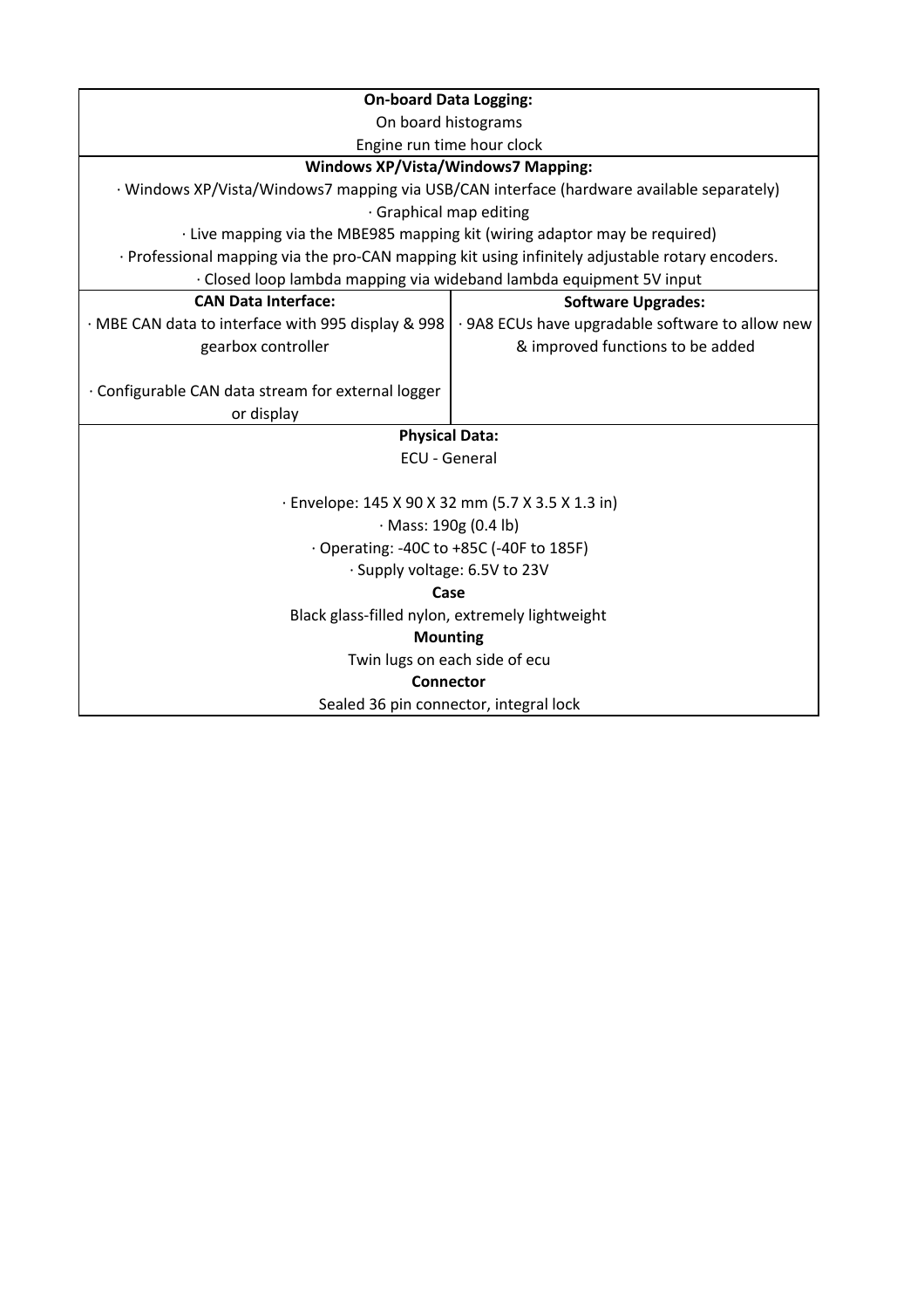| On-board Data Logging: | |
|---|---|
| On board histograms<br>Engine run time hour clock | |
| **Windows XP/Vista/Windows7 Mapping:** | |
| · Windows XP/Vista/Windows7 mapping via USB/CAN interface (hardware available separately)<br>· Graphical map editing<br>· Live mapping via the MBE985 mapping kit (wiring adaptor may be required)<br>· Professional mapping via the pro-CAN mapping kit using infinitely adjustable rotary encoders.<br>· Closed loop lambda mapping via wideband lambda equipment 5V input | |
| **CAN Data Interface:** | **Software Upgrades:** |
| · MBE CAN data to interface with 995 display & 998 gearbox controller<br><br>· Configurable CAN data stream for external logger or display | · 9A8 ECUs have upgradable software to allow new & improved functions to be added |
| **Physical Data:** | |
| ECU - General<br><br>· Envelope: 145 X 90 X 32 mm (5.7 X 3.5 X 1.3 in)<br>· Mass: 190g (0.4 lb)<br>· Operating: -40C to +85C (-40F to 185F)<br>· Supply voltage: 6.5V to 23V | |
| **Case** | |
| Black glass-filled nylon, extremely lightweight | |
| **Mounting** | |
| Twin lugs on each side of ecu | |
| **Connector** | |
| Sealed 36 pin connector, integral lock | |